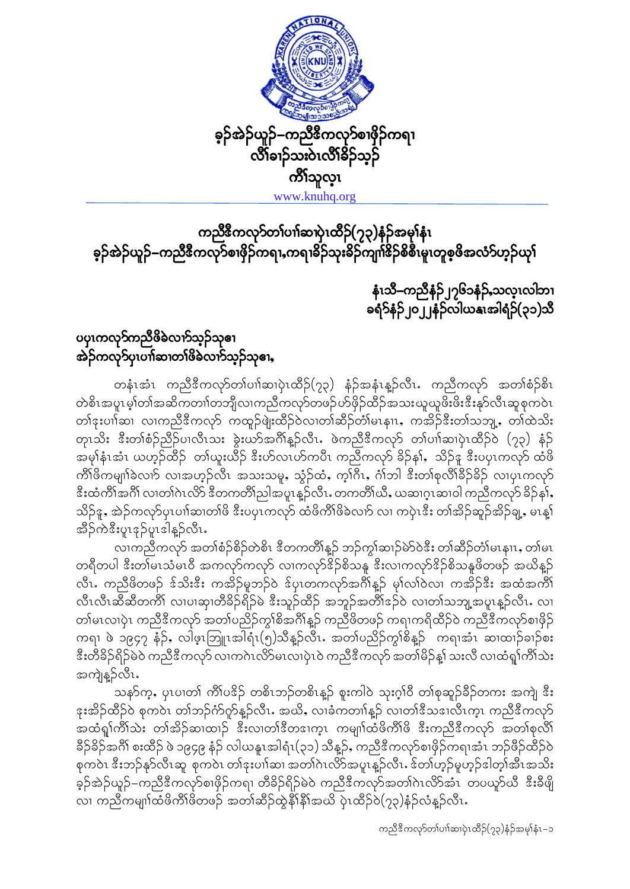# ခ့ၣ်အဲၣ်ယူၣ်–ကညီဒီကလုာ်စၢဖှိၣ်ကရၢ
## လီၢ်ခၢၣ်သးဝဲၤလီၢ်ခိၣ်သ့ၣ်
## ကိၢ်သူလ့ၤ

www.knuhq.org

## ကညီဒီကလုာ်တၢ်ပၢ်ဆၢပှဲၤထီၣ်(၇၃)နံၣ်အမ့ၢ်နံၤ ခ့ၣ်အဲၣ်ယူၣ်–ကညီဒီကလုာ်စၢဖှိၣ်ကရၢ,ကရၢခိၣ်သးခိၣ်ကျၢၢ်ဒိၣ်စိစီၤမူၤတူစ့ဖိအလံာ်ဟ့ၣ်ယုၢ်

**နံၤသိ–ကညီနံၣ်၂၇၆၁နံၣ်,သလ့ၤလါ၁ၢ ခရံာ်နံၣ်၂၀၂၂နံၣ်လါယနူၤအါရံၣ်(၃၁)သီ**

**ပပှၤကလုာ်ကညီဖိခဲလၢာ်သ့ၣ်သ့ဧၢ အဲၣ်ကလုာ်ပှၤပၢ်ဆၢတၢ်ဖိခဲလၢာ်သ့ၣ်သ့ဧၢ,**

တနံၤအံၤ ကညီဒီကလုာ်တၢ်ပၢ်ဆၢပှဲၤထီၣ်(၇၃) နံၣ်အနံၤနူၣ်လီၤ. ကညီကလုာ် အတၢ်စံၣ်စိတဲစိၤအပူၤမ့ၢ်တၢ်အဆိကတၢၢ်တဘျီလၢကညီကလုာ်တဖၣ်ဟ်ဖှိၣ်ထီၣ်အသးယူယူဖိးဖိးဒီးနှာ်လီၤဆူစုကဝဲၤတၢ်ဒုးပၢ်ဆၢ လၢကညီကလုာ် ကထူၣ်ဖျဲးထီၣ်ဝဲလၢတၢ်ဆီၣ်တံၢ်မၤနၢၤ, ကအိၣ်ဒီးတၢ်သဘျ့, တၢ်ထဲသိးတုၤသိး ဒီးတၢ်စံၣ်ညီၣ်ပၢလီၤသး ခွဲးယာ်အဂီၢ်နူၣ်လီၤ. ဖဲကညီကလုာ် တၢ်ပၢ်ဆၢပှဲၤထီၣ်ဝဲ (၇၃) နံၣ်အမ့ၢ်နံၤအံၤ ယဟ့ၣ်ထီၣ် တၢ်ယူးယီၣ် ဒီးဟ်လၢဟ်ကပီၤ ကညီကလုာ် ခိၣ်နၢ်, သိၣ်ဒူ ဒီးပပှၤကလုာ် ထံဖိကီၢ်ဖိကမျၢၢ်ခဲလၢာ် လၢအဟ့ၣ်လီၤ အသးသမူ, သွံၣ်ထံ, က့ၢ်ဂီၤ, ဂံၢ်ဘါ ဒီးတၢ်စုလီၢ်ခီၣ်ခိၣ် လၢပှၤကလုာ်ဒီးထံကီၢ်အဂီၢ် လၢတၢ်ဂဲၤလိာ် ဒီတကတီၢ်ညါအပူၤနူၣ်လီၤ. တကတီၢ်ဃီ, ယဆၢဂ့ၤဆၢဝါ ကညီကလုာ် ခိၣ်နၢ်, သိၣ်ဒူ, အဲၣ်ကလုာ်ပှၤပၢ်ဆၢတၢ်ဖိ ဒီးပပှၤကလုာ် ထံဖိကီၢ်ဖိခဲလၢာ် လၢ ကပှဲၤဒီး တၢ်အိၣ်ဆူၣ်အိၣ်ချ့, မၤန့ၢ်အိၣ်ကဲဒီးပူၤဒုၣ်ပူၤဒါနူၣ်လီၤ.

လၢကညီကလုာ် အတၢ်စံၣ်စိၣ်တဲစိၤ ဒီတကတီၢ်နူၣ် ဘၣ်ကွၢ်ဆၢၣ်မဲာ်ဝဲဒီး တၢ်ဆီၣ်တံၢ်မၤနၢၤ, တၢ်မၤတရီတပါ ဒီးတၢ်မၤသံမၤဝီ အကလုာ်ကလုာ် လၢကလုာ်ဒိၣ်စိသန့ ဒီးလၢကလုာ်ဒိၣ်စိသနူဖိတဖၣ် အဃိန့ၣ်လီၤ. ကညီဖိတဖၣ် ဒ်သိးဒီး ကအိၣ်မူဘၣ်ဝဲ ဒ်ပှၤတကလုာ်အဂီၢ်နူၣ် မ့ၢ်လၢ်ဝဲလၢ ကအိၣ်ဒီး အထံအကီၢ်လီၤလီၤဆီဆီတကီၢ် လၢပၢဆှၢတီခိၣ်ရိၣ်မဲ ဒီးသူၣ်ထီၣ် အဘူၣ်အတီၢ်ငၣ်ဝဲ လၢတၢ်သဘျ့အပူၤနူၣ်လီၤ. လၢ တၢ်မၤလၢပှဲၤ ကညီကလုာ် အတၢ်ပညိၣ်ကွၢ်စိအဂီၢ်နူၣ် ကညီဖိတဖၣ် ကရၢကရိထီၣ်ဝဲ ကညီဒီကလုာ်စၢဖှိၣ်ကရၢ ဖဲ ၁၉၄၇ နံၣ်, လါဖ့ၤဘြူၤအါရံၤ(၅)သီနူၣ်လီၤ. အတၢ်ပညိၣ်ကွၢ်စိနူၣ် ကရၢအံၤ ဆၢထၢၣ်ခၢၣ်စး ဒီးတီခိၣ်ရိၣ်မဲဝဲ ကညီကလုာ် လၢကဂဲၤလိာ်မၤလၢပှဲၤဝဲ ကညီကလုာ် အတၢ်မိၣ်န့ၢ် သးလီ လၢထံရှ့ၢ်ကီၢ်သးအကျဲနူၣ်လီၤ.

သနာ်က့, ပှၤပၢတၢ် ကီၢ်ပဒိၣ် တစိၤဘၣ်တစိၤနူၣ် စူးကါဝဲ သုးဂ့ၢ်ဝီ တၢ်စုဆူၣ်ခီၣ်တကး အကျဲ ဒီးဒုးအိၣ်ထီၣ်ဝဲ စုကဝဲၤ တၢ်ဘၣ်ဂံာ်ဂ့ၣ်နူၣ်လီၤ. အဃိ, လၢခံကတၢၢ်နူၣ် လၢတၢ်ဒီသဒၢလီၤက့ၤ ကညီကလုာ် အထံရှ့ၢ်ကီၢ်သး တၢ်အိၣ်ဆၢထၢၣ် ဒီးလၢတၢ်ဒီတဒၢက့ၤ ကမျၢၢ်ထံဖိကီၢ်ဖိ ဒီးကညီကလုာ် အတၢ်စုလီၢ်ခီၣ်ခိၣ်အဂီၢ် စးထီၣ် ဖဲ ၁၉၄၉ နံၣ် လါယနူၤအါရံၤ(၃၁) သီနူၣ်, ကညီကလုာ်စၢဖှိၣ်ကရၢအံၤ ဘၣ်ဖိၣ်ထီၣ်ဝဲ စုကဝဲၤ ဒီးဘၣ်နှာ်လီၤဆူ စုကဝဲၤ တၢ်ဒုးပၢ်ဆၢ အတၢ်ဂဲၤလိာ်အပူၤနူၣ်လီၤ. ဒ်တၢ်ဟ့ၣ်မူဟ့ၣ်ဒါတ့ၢ်အီၤအသိး ခ့ၣ်အဲၣ်ယူၣ်–ကညီဒီကလုာ်စၢဖှိၣ်ကရၢ တီခိၣ်ရိၣ်မဲဝဲ ကညီကလုာ်အတၢ်ဂဲၤလိာ်အံၤ တပယူာ်ဃီ ဒီးခီဖျိ လၢ ကညီကမျၢၢ်ထံဖိကီၢ်ဖိတဖၣ် အတၢ်ဆီၣ်ထွဲနီၢ်နီၢ်အဃိ ပှဲၤထီၣ်ဝဲ(၇၃)နံၣ်လံနူၣ်လီၤ.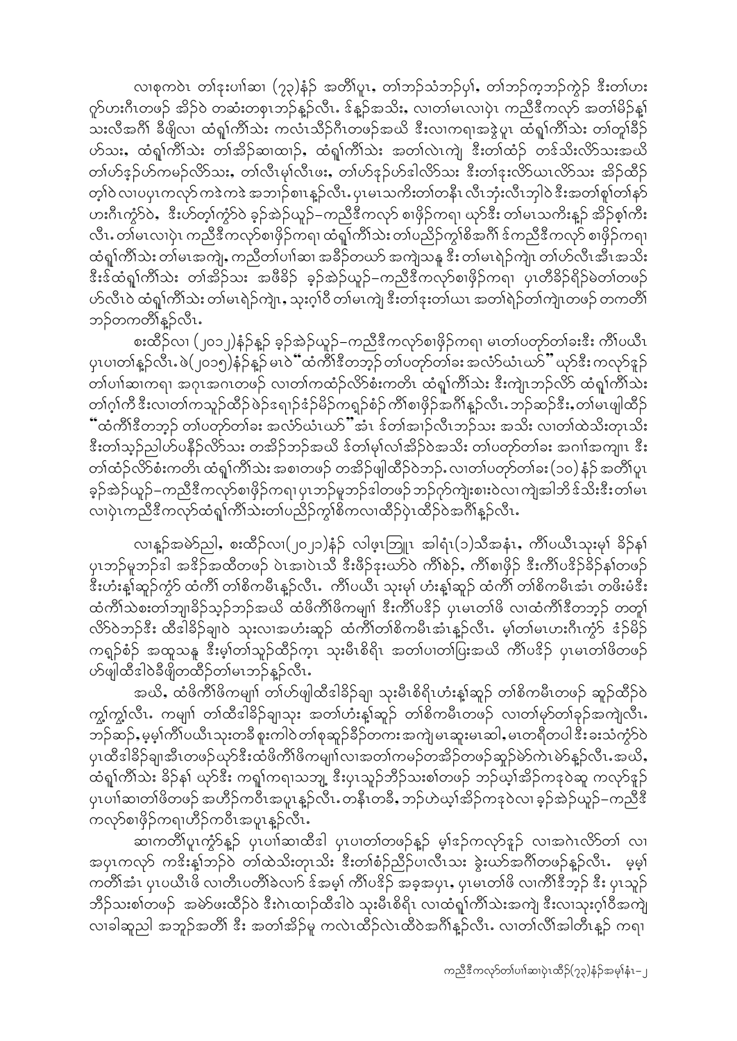လၢစုကဝဲၤ တၢ်ဒုးပၢၢ်ဆၢ (၇၃)နံၣ် အတီၢ်ပူၤ, တၢ်ဘၣ်သံဘၣ်ပှၢ်, တၢ်ဘၣ်က့ဘၣ်ကွဲၣ် ဒီးတၢ်ဟး ဂူာ်ဟးဂီၤတဖၣ် အိၣ်ဝဲ တဆံးတစုၤဘၣ်နှၣ်လီၤ. ဒ်နှၣ်အသိး, လၢတၢ်မၤလၢပှဲၤ ကညီဒီကလုာ် အတၢ်မိၣ်နှၢ် သးလီအဂီၢ် ခီဖျိလၢ ထံရှၢ်ကီၢ်သဲး ကလံၤသိၣ်ဂီၤတဖၣ်အယိ ဒီးလၢကရၢအဖွဲ့ပူၤ ထံရှၢ်ကီၢ်သဲး တၢ်တူၢ်ခီၣ် ဟ်သး, ထံရှၢ်ကီၢ်သဲး တၢ်အိၣ်ဆၢထၢၣ်, ထံရှၢ်ကီၢ်သဲး အတၢ်လဲၤကျဲ ဒီးတၢ်ထံၣ် တဒ်သိးလိာ်သးအယိ တၢ်ဟ်ဖှၣ်ဟ်ကမၣ်လိာ်သး, တၢ်လီၤမုၢ်လီၤဖး, တၢ်ဟ်ဒုၣ်ဟ်ဒါလိာ်သး ဒီးတၢ်ဒုးလိာ်ယၢၤလိာ်သး အိၣ်ထိၣ် တ့ၢ်ဝဲ လၢပပှၤကလုာ် ကဒဲကဒဲ အဘၢၣ်စၢၤန့ၣ်လီၤ. ပှၤမၤသကိးတၢ်တနီၤ လီၤဘုံးလီၤဘှါဝဲ ဒီးအတၢ်စူၢ်တၢ်နာ် ဟးဂီၤကွံာ်ဝဲ, ဒီးဟ်တ့ၢ်ကွံာ်ဝဲ ခ့ၣ်အဲၣ်ယူၣ်–ကညီဒီကလုာ် စၢဖှိၣ်ကရၢ ယှာ်ဒီး တၢ်မၤသကိးန့ၣ် အိၣ်စ့ၢ်ကီး လီၤ. တၢ်မၤလၢပှဲၤ ကညီဒီကလုာ်စၢဖှိၣ်ကရၢ ထံရှၢ်ကီၢ်သဲး တၢ်ပညိၣ်ကွၢ်စိအဂီၢ် ဒ်ကညီဒီကလုာ် စၢဖှိၣ်ကရၢ ထံရှၢ်ကီၢ်သဲး တၢ်မၤအကျဲ, ကညီတၢ်ပၢၢ်ဆၢ အခီၣ်တယာ် အကျဲသနူ ဒီး တၢ်မၤရဲၣ်ကျဲၤ တၢ်ဟ်လီၤအီၤအသိး ဒီးဒ်ထံရှၢ်ကီၢ်သဲး တၢ်အိၣ်သး အဖီခိၣ် ခ့ၣ်အဲၣ်ယူၣ်–ကညီဒီကလုာ်စၢဖှိၣ်ကရၢ ပှၤတီခိၣ်ရိၣ်မဲတၢ်တဖၣ် ဟ်လီၤဝဲ ထံရှၢ်ကီၢ်သဲး တၢ်မၤရဲၣ်ကျဲၤ, သုးဂ့ၢ်ဝီ တၢ်မၤကျဲ ဒီးတၢ်ဒုးတၢ်ယၢၤ အတၢ်ရဲၣ်တၢ်ကျဲၤတဖၣ် တကတီၢ် ဘၣ်တကတီၢ်နှၣ်လီၤ.

စးထီၣ်လၢ (၂၀၁၂)နံၣ်နှၣ် ခ့ၣ်အဲၣ်ယူၣ်–ကညီဒီကလုာ်စၢဖှိၣ်ကရၢ မၤတၢ်ပတှာ်တၢ်ခးဒီး ကီၢ်ပယီၤ ပှၤပၢတၢ်နှၣ်လီၤ. ဖဲ(၂၀၁၅)နံၣ်နှၣ် မၤဝဲ "ထံကီၢ်ဒီတဘ့ၣ် တၢ်ပတှာ်တၢ်ခး အလံာ်ယံၤယာ်" ယှာ်ဒီး ကလုာ်ဒုၣ် တၢ်ပၢၢ်ဆၢကရၢ အဂုၤအဂၤတဖၣ် လၢတၢ်ကထံၣ်လိာ်စံးကတိၤ ထံရှၢ်ကီၢ်သဲး ဒီးကျဲၤဘၣ်လိာ် ထံရှၢ်ကီၢ်သဲး တၢ်ဂ့ၢ်ကီ ဒီးလၢတၢ်ကသူၣ်ထီၣ် ဖဲၣ်ဒရၢၣ်ဒ်မိၣ်ကရ့ၣ်စံၣ် ကီၢ်စၢဖှိၣ်အဂီၢ်န့ၣ်လီၤ. ဘၣ်ဆၣ်ဒီး, တၢ်မၤဖျါထီၣ် "ထံကီၢ်ဒီတဘ့ၣ် တၢ်ပတှာ်တၢ်ခး အလံာ်ယံၤယာ်" အံၤ ဒ်တၢ်အၢၣ်လီၤဘၣ်သး အသိး လၢတၢ်ထဲသိးတုၤသိး ဒီးတၢ်သ့ၣ်ညါဟ်ပနီၣ်လိာ်သး တအိၣ်ဘၣ်အယိ ဒ်တၢ်မုၢ်လၢ်အိၣ်ဝဲအသိး တၢ်ပတှာ်တၢ်ခး အဂၢၢ်အကျၤ ဒီး တၢ်ထံၣ်လိာ်စံးကတိၤ ထံရှၢ်ကီၢ်သဲး အစၢတဖၣ် တအိၣ်ဖျါထီၣ်ဝဲဘၣ်. လၢတၢ်ပတှာ်တၢ်ခး (၁၀) နံၣ် အတီၢ်ပူၤ ခ့ၣ်အဲၣ်ယူၣ်–ကညီဒီကလုာ်စၢဖှိၣ်ကရၢ ပှၤဘၣ်မူဘၣ်ဒါတဖၣ် ဘၣ်ဂ့ာ်ကျဲးစၢးဝဲလၢ ကျဲအါဘိ ဒ်သိးဒီးတၢ်မၤ လၢပှဲၤကညီဒီကလုာ်ထံရှၢ်ကီၢ်သဲးတၢ်ပညိၣ်ကွၢ်စိကလၢထီၣ်ပှဲၤထီၣ်ဝဲအဂီၢ်နှၣ်လီၤ.

လၢနံၣ်အဓိာ်ညါ, စးထီၣ်လၢ(၂၀၂၁)နံၣ် လါဖ့ၤဘြူၤ အါရံၤ(၁)သီအနံၤ, ကီၢ်ပယီၤသုးမှၢ် ခိၣ်နၢ် ပှၤဘၣ်မူဘၣ်ဒါ အခိၣ်အထီတဖၣ် ဖဲၤအၢဖဲၤသီ ဒီးဖိၣ်ဒုးယာ်ဝဲ ကီၢ်စဲၣ်, ကီၢ်စၢဖှိၣ် ဒီးကီၢ်ပဒိၣ်ခိၣ်နၢ်တဖၣ် ဒီးဟံးန့ၢ်ဆူၣ်ကွံာ် ထံကီၢ် တၢ်စိကမီၤန့ၣ်လီၤ. ကီၢ်ပယီၤ သုးမှၢ် ဟံးန့ၢ်ဆူၣ် ထံကီၢ် တၢ်စိကမီၤအံၤ တဖိးမံဒီး ထံကီၢ်သဲစးတၢ်ဘျၢခိၣ်သ့ၣ်ဘၣ်အယိ ထံဖိကီၢ်ဖိကမျၢၢ် ဒီးကီၢ်ပဒိၣ် ပှၤမၤတၢ်ဖိ လၢထံကီၢ်ဒီတဘ့ၣ် တတူၢ် လိာ်ဝဲဘၣ်ဒီး ထီဒါခိၣ်ချၢဝဲ သုးလၢအဟံးဆူၣ် ထံကီၢ်တၢ်စိကမီၤအံၤန့ၣ်လီၤ. မ့ၢ်တၢ်မၤဟးဂီၤကွံာ် ဒံၣ်မိၣ် ကရ့ၣ်စံၣ် အထူသနူ ဒီးမ့ၢ်တၢ်သူၣ်ထီၣ်က့ၤ သုးမီၤစိရီၤ အတၢ်ပၢတၢ်ပြးအယိ ကီၢ်ပဒိၣ် ပှၤမၤတၢ်ဖိတဖၣ် ဟ်ဖျါထီဒါဝဲခီဖျိတထီၣ်တၢ်မၤဘၣ်နှၣ်လီၤ.

အယိ, ထံဖိကီၢ်ဖိကမျၢၢ် တၢ်ဟ်ဖျါထီဒါခိၣ်ချၢ သုးမီၤစိရီၤဟံးန့ၢ်ဆူၣ် တၢ်စိကမီၤတဖၣ် ဆူၣ်ထီၣ်ဝဲ ကွ့ၢ်ကွ့ၢ်လီၤ. ကမျၢၢ် တၢ်ထီဒါခိၣ်ချၢသး အတၢ်ဟံးန့ၢ်ဆူၣ် တၢ်စိကမီၤတဖၣ် လၢတၢ်မှာ်တၢ်ခုၣ်အကျဲလီၤ. ဘၣ်ဆၣ်, မ့မ့ၢ်ကီၢ်ပယီၤသုးတခီ စူးကါဝဲ တၢ်စုဆူၣ်ခိၣ်တကး အကျဲ မၤဆူးမၤဆါ, မၤတရီတပါ ဒီး ခးသံကွံာ်ဝဲ ပှၤထီဒါခိၣ်ချၢအီၤတဖၣ်ယှာ်ဒီးထံဖိကီၢ်ဖိကမျၢၢ်လၢအတၢ်ကမၣ်တအိၣ်တဖၣ်ဆူၣ်မဲာ်ကဲၤမဲာ်နှၣ်လီၤ. အယိ, ထံရှၢ်ကီၢ်သဲး ခိၣ်နၢ် ယှာ်ဒီး ကရၢ်ကရၢသဘျ့ ဒီးပှၤသူၣ်ဘိၣ်သးစၢ်တဖၣ် ဘၣ်ယ့ၢ်အိၣ်ကဒုဝဲဆူ ကလုာ်ဒုၣ် ပှၤပၢၢ်ဆၢတၢ်ဖိတဖၣ် အဟီၣ်ကဝီၤအပူၤန့ၣ်လီၤ. တနီၤတခီ, ဘၣ်ဟဲယ့ၢ်အိၣ်ကဒုဝဲလၢ ခ့ၣ်အဲၣ်ယူၣ်–ကညီဒီကလုာ်စၢဖှိၣ်ကရၢဟီၣ်ကဝီၤအပူၤန့ၣ်လီၤ.

ဆၢကတီၢ်ပူၤကွံာ်နှၣ် ပှၤပၢၢ်ဆၢထီဒါ ပှၤပၢတၢ်တဖၣ်နှၣ် မ့ၢ်ဒၣ်ကလုာ်ဒုၣ် လၢအဂၤလိာ်တၢ် လၢ အပှၤကလုာ် ကဒိးန့ၢ်ဘၣ်ဝဲ တၢ်ထဲသိးတုၤသိး ဒီးတၢ်စံၣ်ညီၣ်ပၢလီၤသး ခွဲးယာ်အဂီၢ်တဖၣ်နှၣ်လီၤ. မ့မ့ၢ် ကတီၢ်အံၤ ပှၤပယီၤဖိ လၢတၢ်ၤပတီၢ်ခဲလၢာ် ဒ်အမ့ၢ် ကီၢ်ပဒိၣ် အခ့အပှၤ, ပှၤမၤတၢ်ဖိ လၢကီၢ်ဒီဘ့ၣ် ဒီး ပှၤသူၣ် ဘိၣ်သးစၢ်တဖၣ် အမဲာ်ဖးထီၣ်ဝဲ ဒီးဂဲၤထၢၣ်ထီဒါဝဲ သုးမီၤစိရီၤ လၢထံရှၢ်ကီၢ်သဲးအကျဲ ဒီးလၢသုးဂ့ၢ်ဝီအကျဲ လၢခါဆူညါ အဘူၣ်အတီၢ် ဒီး အတၢ်အိၣ်မူ ကလဲၤထီၣ်ဝဲအဂီၢ်နှၣ်လီၤ. လၢတၢ်လီၢ်အါတီၤနှၣ် ကရၢ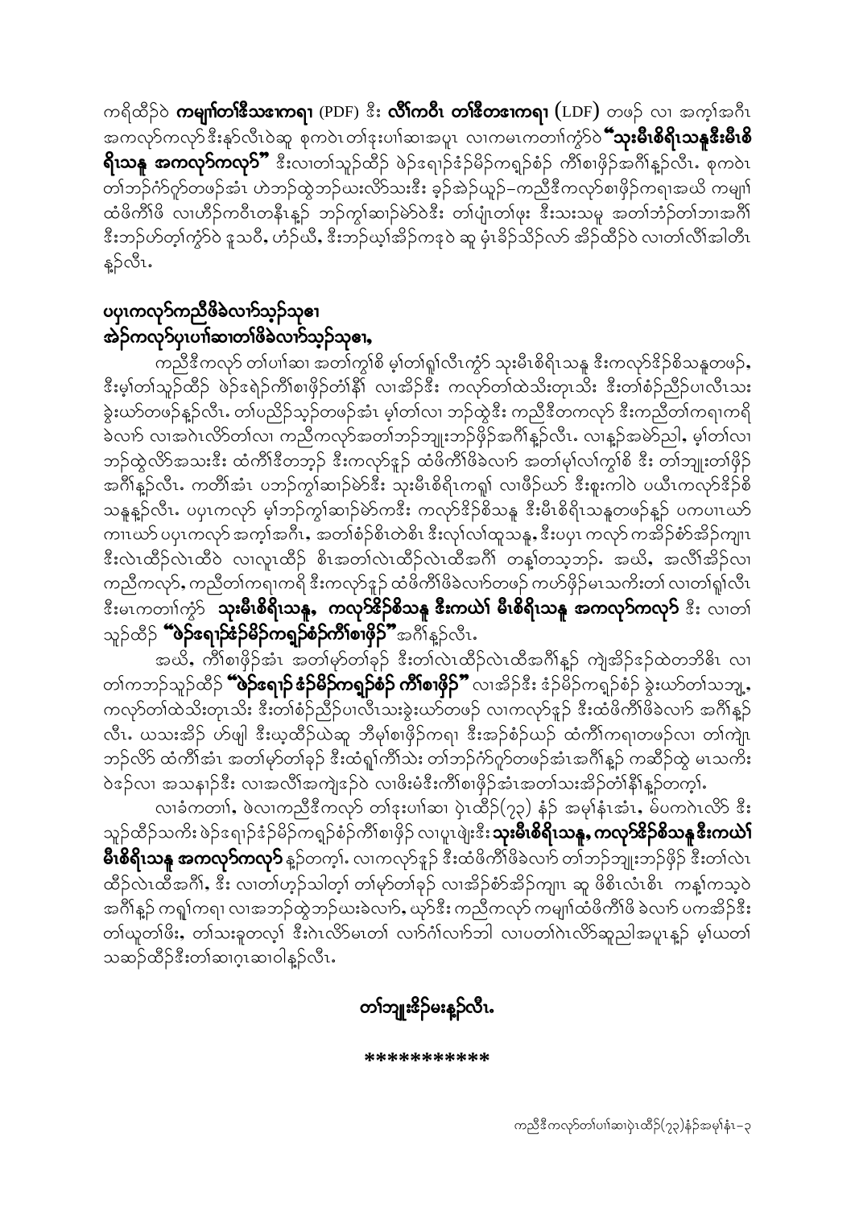ကရိထိဉ်ဝဲ **ကမျၢ်တၢ်ဒီသဒၢကရၢ** (PDF) ဒီး **လီၢ်ကဝီၤ တၢ်ဒီတဒၢကရၢ** (LDF) တဖဉ် လၢ အကု့ၢ်အဂီၤ အကလုာ်ကလုာ်ဒီးနဉ်လီၤဝဲဆူ စုကဝဲၤတၢ်ဒုးပၢ်ဆၢအပူၤ လၢကမၤကတၢၢ်ကွံာ်ဝဲ **"သုးမီၤစိရိၤသနူဒီးမီၤစိရိၤသနူ အကလုာ်ကလုာ်"** ဒီးလၢတၢ်သူဉ်ထိဉ် ဖဲဉ်ဒရၢဉ်ဒံဉ်မိဉ်ကရ့ဉ်စံဉ် ကိၢ်စၢဖိုဉ်အဂီၢ်နဉ်လီၤ. စုကဝဲၤတၢ်ဘဉ်ဂံာ်ဂ့ာ်တဖဉ်အံၤ ဟဲဘဉ်ထွဲဘဉ်ဃးလိာ်သးဒီး ခ့ဉ်အဲဉ်ယူဉ်–ကညီဒီကလုာ်စၢဖိုဉ်ကရၢအဃိ ကမျၢ်ထံဖိကိၢ်ဖိ လၢဟီဉ်ကဝီၤတနီၤနဉ် ဘဉ်ကွၢ်ဆၢဉ်မဲာ်ဝဲဒီး တၢ်ပျံၤတၢ်ဖုး ဒီးသးသမူ အတၢ်ဘံဉ်တၢ်ဘၢအဂီၢ် ဒီးဘဉ်ဟ်တ့ၢ်ကွံာ်ဝဲ ဒုသဝီ, ဟံဉ်ယီ, ဒီးဘဉ်ယ့ၢ်အိဉ်ကဒုဝဲ ဆူ မုံၤခိဉ်သိဉ်လ်ာ် အိဉ်ထိဉ်ဝဲ လၢတၢ်လီၢ်အါတီၤနဉ်လီၤ.

## ပပုၤကလုာ်ကညီဖိခဲလၢာ်သ့ဉ်သ့ဓၢ၊ အဲဉ်ကလုာ်ပုၤပၢၢ်ဆၢတၢ်ဖိခဲလၢာ်သ့ဉ်သ့ဓၢ,

ကညီဒီကလုာ် တၢ်ပၢၢ်ဆၢ အတၢ်ကွၢ်စိ မ့ၢ်တၢ်ရှ့ၢ်လီၤကွံာ် သုးမီၤစိရိၤသနူ ဒီးကလုာ်ဒိဉ်စိသနူတဖဉ်, ဒီးမ့ၢ်တၢ်သူဉ်ထိဉ် ဖဲဉ်ဒရဲဉ်ကိၢ်စၢဖိုဉ်တၢ်နီၢ် လၢအိဉ်ဒီး ကလုာ်တၢ်ထဲသိးတုၤသိး ဒီးတၢ်စံဉ်ညီဉ်ပၢလီၤသးခွဲးယာ်တဖဉ်နဉ်လီၤ. တၢ်ပညိဉ်သ့ဉ်တဖဉ်အံၤ မ့ၢ်တၢ်လၢ ဘဉ်ထွဲဒီး ကညီဒီတကလုာ် ဒီးကညီတၢ်ကရၢကရိ ခဲလၢာ် လၢအဂဲၤလိာ်တၢ်လၢ ကညီကလုာ်အတၢ်ဘဉ်ဘျုးဘဉ်ဖိုဉ်အဂီၢ်နဉ်လီၤ. လၢနဉ်အမဲာ်ညါ, မ့ၢ်တၢ်လၢ ဘဉ်ထွဲလိာ်အသးဒီး ထံကိၢ်ဒီတဘ့ဉ် ဒီးကလုာ်ဒူဉ် ထံဖိကိၢ်ဖိခဲလၢာ် အတၢ်မုၢ်လၢ်ကွၢ်စိ ဒီး တၢ်ဘျုးတၢ်ဖိုဉ်အဂီၢ်နဉ်လီၤ. ကတိၢ်အံၤ ပဘဉ်ကွၢ်ဆၢဉ်မဲာ်ဒီး သုးမီၤစိရိၤကရူၢ် လၢဖီဉ်ယာ် ဒီးစူးကါဝဲ ပယီၤကလုာ်ဒိဉ်စိသနူနဉ်လီၤ. ပပုၤကလုာ် မ့ၢ်ဘဉ်ကွၢ်ဆၢဉ်မဲာ်ကဒီး ကလုာ်ဒိဉ်စိသနူ ဒီးမီၤစိရိၤသနူတဖဉ်နဉ် ပကပၢၤယာ်ကၢၤယာ် ပပုၤကလုာ်အကု့ၢ်အဂီၤ, အတၢ်စံဉ်စိၤတဲစိၤ ဒီးလုၢ်လၢ်ထူသနူ, ဒီးပပုၤ ကလုာ် ကအိဉ်စံာ်အိဉ်ကျၢၤ ဒီးလဲၤထိဉ်လဲၤထိဝဲ လၢလူၤထိဉ် စိၤအတၢ်လဲၤထိဉ်လဲၤထိအဂီၢ် တန့ၢ်တသ့ဘဉ်. အဃိ, အလိၢ်အိဉ်လၢ ကညီကလုာ်, ကညီတၢ်ကရၢကရိ ဒီးကလုာ်ဒူဉ် ထံဖိကိၢ်ဖိခဲလၢာ်တဖဉ် ကဟ်ဖိုဉ်မၤသကိးတၢ် လၢတၢ်ရှ့ၢ်လီၤဒီးမၤကတၢၢ်ကွံာ် **သုးမီၤစိရိၤသနူ, ကလုာ်ဒိဉ်စိသနူ ဒီးကယဲၢ် မီၤစိရိၤသနူ အကလုာ်ကလုာ်** ဒီး လၢတၢ်သူဉ်ထိဉ် **"ဖဲဉ်ဒရၢဉ်ဒံဉ်မိဉ်ကရ့ဉ်စံဉ်ကိၢ်စၢဖိုဉ်"** အဂီၢ်နဉ်လီၤ.

အဃိ, ကိၢ်စၢဖိုဉ်အံၤ အတၢ်မ့ာ်တၢ်ခ့ဉ် ဒီးတၢ်လဲၤထိဉ်လဲၤထိအဂီၢ်နဉ် ကျဲအိဉ်ဒ်ဉ်ထဲတဘိဓိၤ လၢ တၢ်ကဘဉ်သူဉ်ထိဉ် **"ဖဲဉ်ဒရၢဉ် ဒံဉ်မိဉ်ကရ့ဉ်စံဉ် ကိၢ်စၢဖိုဉ်"** လၢအိဉ်ဒီး ဒံဉ်မိဉ်ကရ့ဉ်စံဉ် ခွဲးယာ်တၢ်သဘျ့, ကလုာ်တၢ်ထဲသိးတုၤသိး ဒီးတၢ်စံဉ်ညီဉ်ပၢလီၤသးခွဲးယာ်တဖဉ် လၢကလုာ်ဒူဉ် ဒီးထံဖိကိၢ်ဖိခဲလၢာ် အဂီၢ်နဉ်လီၤ. ယသးအိဉ် ဟ်ဖျါ ဒီးယ့ထိဉ်ယဲဆူ ဘီမုၢ်စၢဖိုဉ်ကရၢ ဒီးအဉ်စံဉ်ယဉ် ထံကိၢ်ကရၢတဖဉ်လၢ တၢ်ကျဲၤဘဉ်လိာ် ထံကိၢ်အံၤ အတၢ်မ့ာ်တၢ်ခ့ဉ် ဒီးထံရှ့ၢ်ကိၢ်သဲး တၢ်ဘဉ်ဂံာ်ဂ့ာ်တဖဉ်အံၤအဂီၢ်နဉ် ကဆီဉ်ထွဲ မၤသကိးဝဲဒ်ဉ်လၢ အသနၢဉ်ဒီး လၢအလိၢ်အကျဲဒ်ဉ်ဝဲ လၢဖိးမံဒီးကိၢ်စၢဖိုဉ်အံၤအတၢ်သးအိဉ်တၢ်နီၢ်နဉ်တက့ၢ်.

လၢခံကတၢၢ်, ဖဲလၢကညီဒီကလုာ် တၢ်ဒုးပၢၢ်ဆၢ ပှဲၤထိဉ်(၇၃) နံဉ် အမုၢ်နံၤအံၤ, မ်ပကဲၤလိာ် ဒီးသူဉ်ထိဉ်သကိး ဖဲဉ်ဒရၢဉ်ဒံဉ်မိဉ်ကရ့ဉ်စံဉ်ကိၢ်စၢဖိုဉ် လၢပုၤဖျဲးဒီး **သုးမီၤစိရိၤသနူ, ကလုာ်ဒိဉ်စိသနူ ဒီးကယဲၢ် မီၤစိရိၤသနူ အကလုာ်ကလုာ်** နဉ်တက့ၢ်. လၢကလုာ်ဒူဉ် ဒီးထံဖိကိၢ်ဖိခဲလၢာ် တၢ်ဘဉ်ဘျုးဘဉ်ဖိုဉ် ဒီးတၢ်လဲၤထိဉ်လဲၤထိအဂီၢ်, ဒီး လၢတၢ်ဟ့ဉ်သါတ့ၢ် တၢ်မ့ာ်တၢ်ခ့ဉ် လၢအိဉ်စံာ်အိဉ်ကျၢၤ ဆူ ဖိစိၤလံၤစိၤ ကန့ၢ်ကသ့ဝဲအဂီၢ်နဉ် ကရူၢ်ကရၢ လၢအဘဉ်ထွဲဘဉ်ဃးခဲလၢာ်, ယှာ်ဒီး ကညီကလုာ် ကမျၢ်ထံဖိကိၢ်ဖိ ခဲလၢာ် ပကအိဉ်ဒီး တၢ်ယူတၢ်ဖိး, တၢ်သးခူတလ့ၢ် ဒီးဂဲၤလိာ်မၤတၢ် လၢာ်ဂံၢ်လၢာ်ဘါ လၢပတၢ်ဂဲၤလိာ်ဆူညါအပူၤနဉ် မ့ၢ်ယတၢ် သဆဉ်ထိဉ်ဒီးတၢ်ဆၢဂ့ၤဆၢဝါနဉ်လီၤ.

**တၢ်ဘျုးဒိဉ်မးနဉ်လီၤ.**

***********